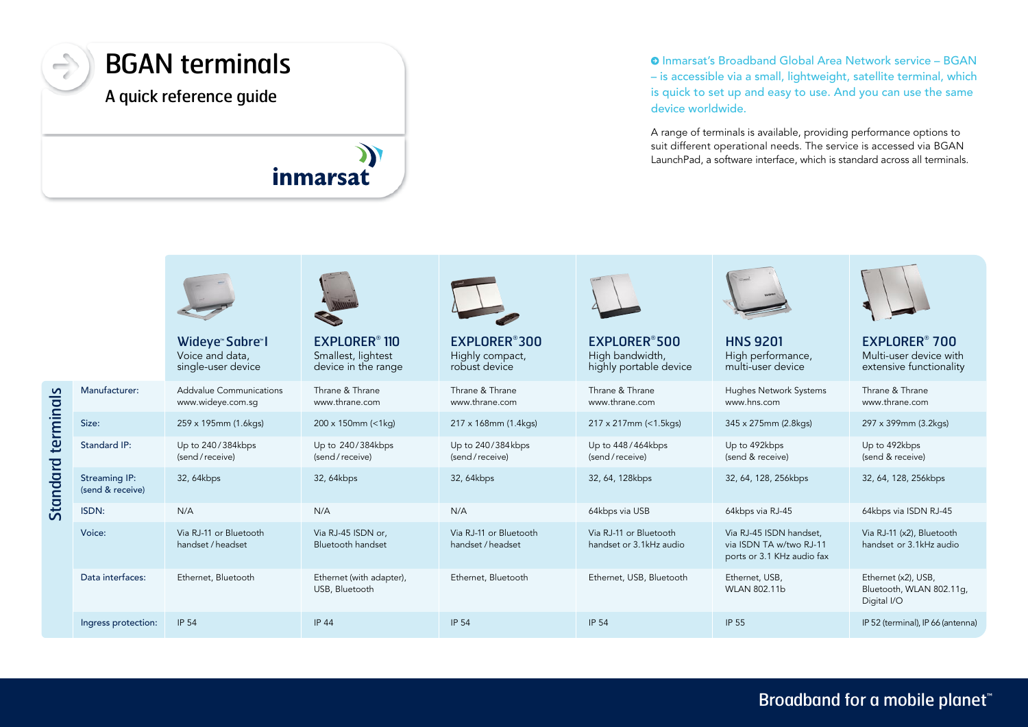# BGAN terminals

## A quick reference guide

inmarsat

Inmarsat's Broadband Global Area Network service – BGAN – is accessible via a small, lightweight, satellite terminal, which is quick to set up and easy to use. And you can use the same device worldwide.

A range of terminals is available, providing performance options to suit different operational needs. The service is accessed via BGAN LaunchPad, a software interface, which is standard across all terminals.

## Standard terminals

| | Wideye™ Sabre™ I<br>Voice and data, single-user device | EXPLORER® 110<br>Smallest, lightest device in the range | EXPLORER® 300<br>Highly compact, robust device | EXPLORER® 500<br>High bandwidth, highly portable device | HNS 9201<br>High performance, multi-user device | EXPLORER® 700<br>Multi-user device with extensive functionality |
|---|---|---|---|---|---|---|
| Manufacturer: | Addvalue Communications<br>www.wideye.com.sg | Thrane & Thrane<br>www.thrane.com | Thrane & Thrane<br>www.thrane.com | Thrane & Thrane<br>www.thrane.com | Hughes Network Systems<br>www.hns.com | Thrane & Thrane<br>www.thrane.com |
| Size: | 259 x 195mm (1.6kgs) | 200 x 150mm (<1kg) | 217 x 168mm (1.4kgs) | 217 x 217mm (<1.5kgs) | 345 x 275mm (2.8kgs) | 297 x 399mm (3.2kgs) |
| Standard IP: | Up to 240/384kbps (send/receive) | Up to 240/384kbps (send/receive) | Up to 240/384kbps (send/receive) | Up to 448/464kbps (send/receive) | Up to 492kbps (send & receive) | Up to 492kbps (send & receive) |
| Streaming IP: (send & receive) | 32, 64kbps | 32, 64kbps | 32, 64kbps | 32, 64, 128kbps | 32, 64, 128, 256kbps | 32, 64, 128, 256kbps |
| ISDN: | N/A | N/A | N/A | 64kbps via USB | 64kbps via RJ-45 | 64kbps via ISDN RJ-45 |
| Voice: | Via RJ-11 or Bluetooth handset/headset | Via RJ-45 ISDN or, Bluetooth handset | Via RJ-11 or Bluetooth handset/headset | Via RJ-11 or Bluetooth handset or 3.1kHz audio | Via RJ-45 ISDN handset, via ISDN TA w/two RJ-11 ports or 3.1 KHz audio fax | Via RJ-11 (x2), Bluetooth handset or 3.1kHz audio |
| Data interfaces: | Ethernet, Bluetooth | Ethernet (with adapter), USB, Bluetooth | Ethernet, Bluetooth | Ethernet, USB, Bluetooth | Ethernet, USB, WLAN 802.11b | Ethernet (x2), USB, Bluetooth, WLAN 802.11g, Digital I/O |
| Ingress protection: | IP 54 | IP 44 | IP 54 | IP 54 | IP 55 | IP 52 (terminal), IP 66 (antenna) |

Broadband for a mobile planet™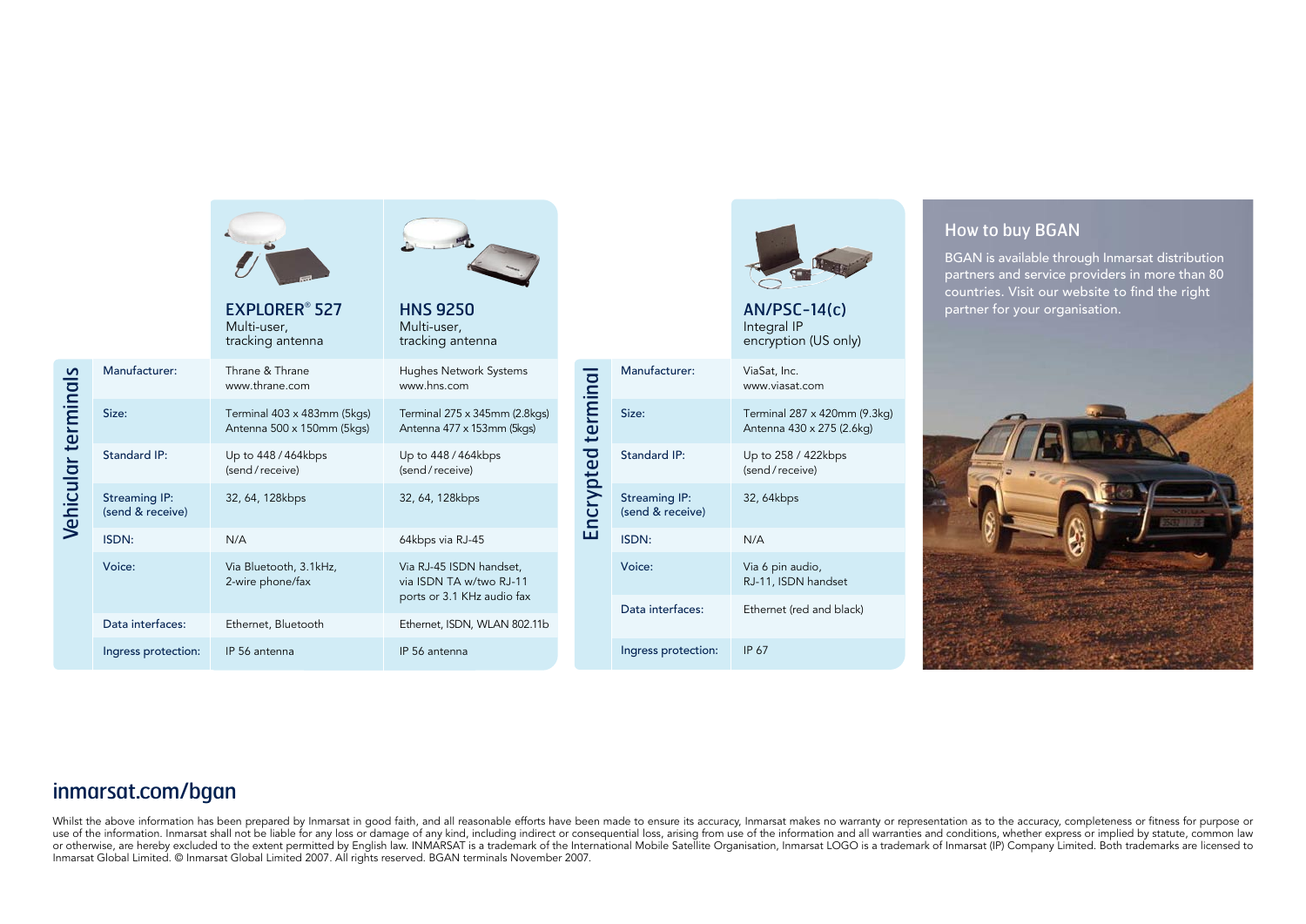## Vehicular terminals

| | EXPLORER® 527<br>Multi-user, tracking antenna | HNS 9250<br>Multi-user, tracking antenna |
|---|---|---|
| Manufacturer: | Thrane & Thrane<br>www.thrane.com | Hughes Network Systems<br>www.hns.com |
| Size: | Terminal 403 x 483mm (5kgs)<br>Antenna 500 x 150mm (5kgs) | Terminal 275 x 345mm (2.8kgs)<br>Antenna 477 x 153mm (5kgs) |
| Standard IP: | Up to 448 / 464kbps (send / receive) | Up to 448 / 464kbps (send / receive) |
| Streaming IP: (send & receive) | 32, 64, 128kbps | 32, 64, 128kbps |
| ISDN: | N/A | 64kbps via RJ-45 |
| Voice: | Via Bluetooth, 3.1kHz, 2-wire phone/fax | Via RJ-45 ISDN handset, via ISDN TA w/two RJ-11 ports or 3.1 KHz audio fax |
| Data interfaces: | Ethernet, Bluetooth | Ethernet, ISDN, WLAN 802.11b |
| Ingress protection: | IP 56 antenna | IP 56 antenna |

## Encrypted terminal

| | AN/PSC-14(c)<br>Integral IP encryption (US only) |
|---|---|
| Manufacturer: | ViaSat, Inc.<br>www.viasat.com |
| Size: | Terminal 287 x 420mm (9.3kg)<br>Antenna 430 x 275 (2.6kg) |
| Standard IP: | Up to 258 / 422kbps (send / receive) |
| Streaming IP: (send & receive) | 32, 64kbps |
| ISDN: | N/A |
| Voice: | Via 6 pin audio, RJ-11, ISDN handset |
| Data interfaces: | Ethernet (red and black) |
| Ingress protection: | IP 67 |

## How to buy BGAN

BGAN is available through Inmarsat distribution partners and service providers in more than 80 countries. Visit our website to find the right partner for your organisation.

## inmarsat.com/bgan

Whilst the above information has been prepared by Inmarsat in good faith, and all reasonable efforts have been made to ensure its accuracy, Inmarsat makes no warranty or representation as to the accuracy, completeness or fitness for purpose or use of the information. Inmarsat shall not be liable for any loss or damage of any kind, including indirect or consequential loss, arising from use of the information and all warranties and conditions, whether express or implied by statute, common law or otherwise, are hereby excluded to the extent permitted by English law. INMARSAT is a trademark of the International Mobile Satellite Organisation, Inmarsat LOGO is a trademark of Inmarsat (IP) Company Limited. Both trademarks are licensed to Inmarsat Global Limited. © Inmarsat Global Limited 2007. All rights reserved. BGAN terminals November 2007.